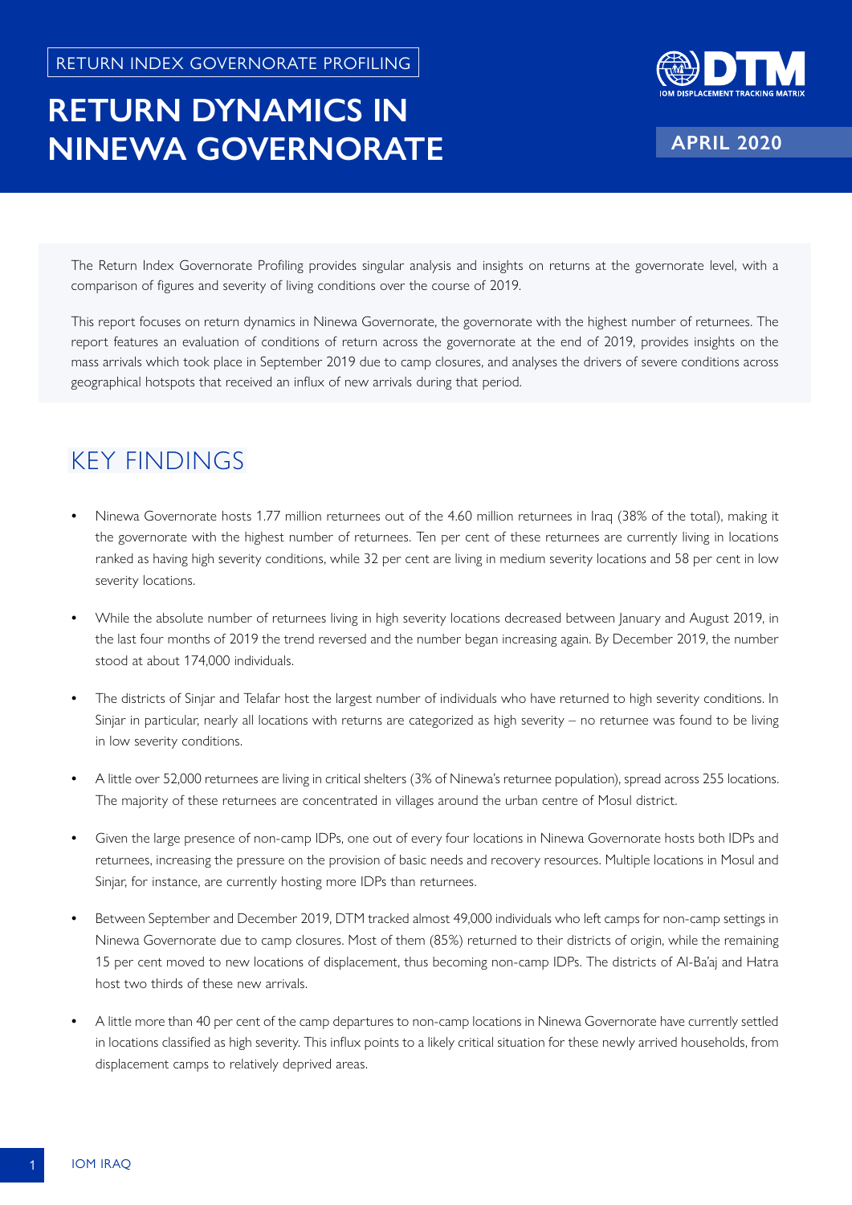RETURN INDEX GOVERNORATE PROFILING

# RETURN DYNAMICS IN NINEWA GOVERNORATE

**APRIL 2020**

The Return Index Governorate Profiling provides singular analysis and insights on returns at the governorate level, with a comparison of figures and severity of living conditions over the course of 2019.

This report focuses on return dynamics in Ninewa Governorate, the governorate with the highest number of returnees. The report features an evaluation of conditions of return across the governorate at the end of 2019, provides insights on the mass arrivals which took place in September 2019 due to camp closures, and analyses the drivers of severe conditions across geographical hotspots that received an influx of new arrivals during that period.

## KEY FINDINGS

- Ninewa Governorate hosts 1.77 million returnees out of the 4.60 million returnees in Iraq (38% of the total), making it the governorate with the highest number of returnees. Ten per cent of these returnees are currently living in locations ranked as having high severity conditions, while 32 per cent are living in medium severity locations and 58 per cent in low severity locations.
- While the absolute number of returnees living in high severity locations decreased between January and August 2019, in the last four months of 2019 the trend reversed and the number began increasing again. By December 2019, the number stood at about 174,000 individuals.
- The districts of Sinjar and Telafar host the largest number of individuals who have returned to high severity conditions. In Sinjar in particular, nearly all locations with returns are categorized as high severity – no returnee was found to be living in low severity conditions.
- A little over 52,000 returnees are living in critical shelters (3% of Ninewa's returnee population), spread across 255 locations. The majority of these returnees are concentrated in villages around the urban centre of Mosul district.
- Given the large presence of non-camp IDPs, one out of every four locations in Ninewa Governorate hosts both IDPs and returnees, increasing the pressure on the provision of basic needs and recovery resources. Multiple locations in Mosul and Sinjar, for instance, are currently hosting more IDPs than returnees.
- Between September and December 2019, DTM tracked almost 49,000 individuals who left camps for non-camp settings in Ninewa Governorate due to camp closures. Most of them (85%) returned to their districts of origin, while the remaining 15 per cent moved to new locations of displacement, thus becoming non-camp IDPs. The districts of Al-Ba'aj and Hatra host two thirds of these new arrivals.
- A little more than 40 per cent of the camp departures to non-camp locations in Ninewa Governorate have currently settled in locations classified as high severity. This influx points to a likely critical situation for these newly arrived households, from displacement camps to relatively deprived areas.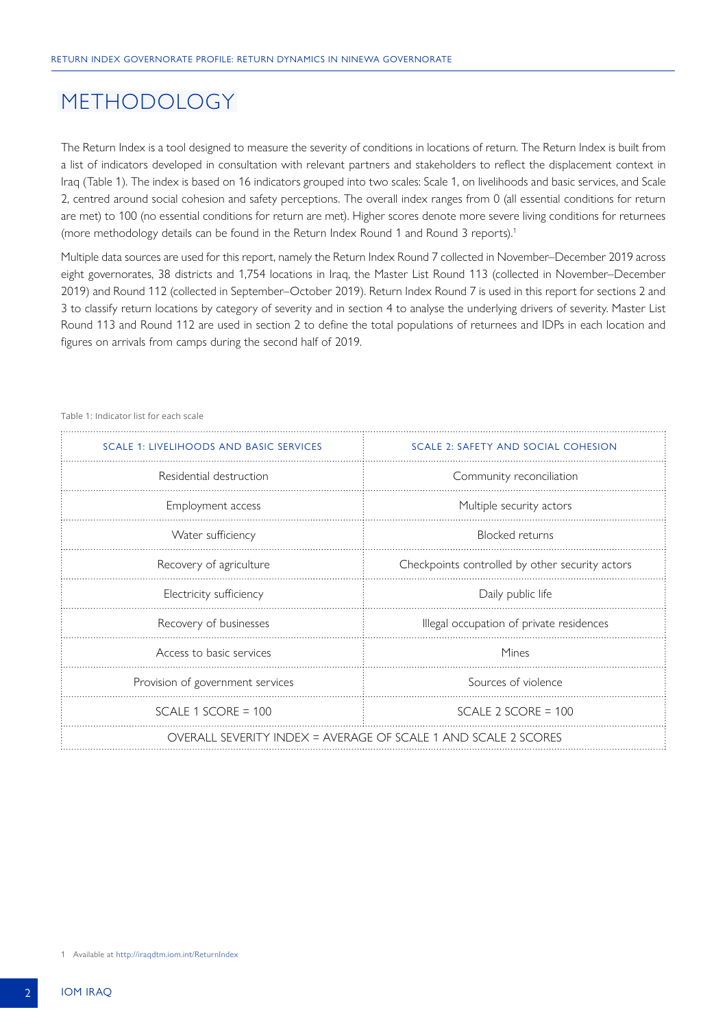# METHODOLOGY

The Return Index is a tool designed to measure the severity of conditions in locations of return. The Return Index is built from a list of indicators developed in consultation with relevant partners and stakeholders to reflect the displacement context in Iraq (Table 1). The index is based on 16 indicators grouped into two scales: Scale 1, on livelihoods and basic services, and Scale 2, centred around social cohesion and safety perceptions. The overall index ranges from 0 (all essential conditions for return are met) to 100 (no essential conditions for return are met). Higher scores denote more severe living conditions for returnees (more methodology details can be found in the Return Index Round 1 and Round 3 reports).[1]

Multiple data sources are used for this report, namely the Return Index Round 7 collected in November–December 2019 across eight governorates, 38 districts and 1,754 locations in Iraq, the Master List Round 113 (collected in November–December 2019) and Round 112 (collected in September–October 2019). Return Index Round 7 is used in this report for sections 2 and 3 to classify return locations by category of severity and in section 4 to analyse the underlying drivers of severity. Master List Round 113 and Round 112 are used in section 2 to define the total populations of returnees and IDPs in each location and figures on arrivals from camps during the second half of 2019.

Table 1: Indicator list for each scale

| SCALE 1: LIVELIHOODS AND BASIC SERVICES | SCALE 2: SAFETY AND SOCIAL COHESION |
|---|---|
| Residential destruction | Community reconciliation |
| Employment access | Multiple security actors |
| Water sufficiency | Blocked returns |
| Recovery of agriculture | Checkpoints controlled by other security actors |
| Electricity sufficiency | Daily public life |
| Recovery of businesses | Illegal occupation of private residences |
| Access to basic services | Mines |
| Provision of government services | Sources of violence |
| SCALE 1 SCORE = 100 | SCALE 2 SCORE = 100 |
| OVERALL SEVERITY INDEX = AVERAGE OF SCALE 1 AND SCALE 2 SCORES | |

1 Available at http://iraqdtm.iom.int/ReturnIndex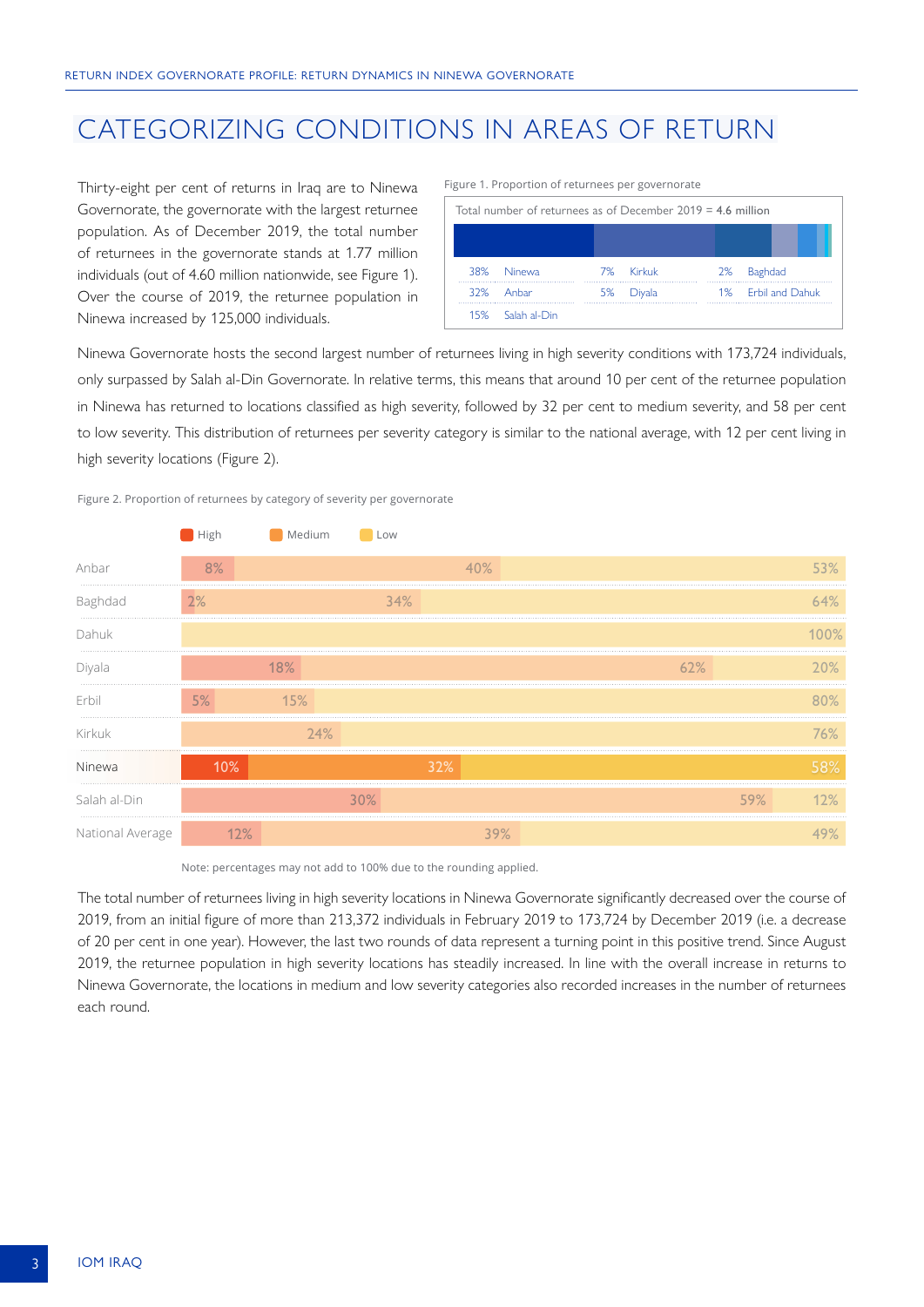# CATEGORIZING CONDITIONS IN AREAS OF RETURN

Thirty-eight per cent of returns in Iraq are to Ninewa Governorate, the governorate with the largest returnee population. As of December 2019, the total number of returnees in the governorate stands at 1.77 million individuals (out of 4.60 million nationwide, see Figure 1). Over the course of 2019, the returnee population in Ninewa increased by 125,000 individuals.

Figure 1. Proportion of returnees per governorate

Total number of returnees as of December 2019 = **4.6 million**

| % | Governorate | % | Governorate | % | Governorate |
|---|---|---|---|---|---|
| 38% | Ninewa | 7% | Kirkuk | 2% | Baghdad |
| 32% | Anbar | 5% | Diyala | 1% | Erbil and Dahuk |
| 15% | Salah al-Din | | | | |

Ninewa Governorate hosts the second largest number of returnees living in high severity conditions with 173,724 individuals, only surpassed by Salah al-Din Governorate. In relative terms, this means that around 10 per cent of the returnee population in Ninewa has returned to locations classified as high severity, followed by 32 per cent to medium severity, and 58 per cent to low severity. This distribution of returnees per severity category is similar to the national average, with 12 per cent living in high severity locations (Figure 2).

Figure 2. Proportion of returnees by category of severity per governorate

| Governorate | High | Medium | Low |
|---|---|---|---|
| Anbar | 8% | 40% | 53% |
| Baghdad | 2% | 34% | 64% |
| Dahuk | | | 100% |
| Diyala | 18% | 62% | 20% |
| Erbil | 5% | 15% | 80% |
| Kirkuk | | 24% | 76% |
| Ninewa | 10% | 32% | 58% |
| Salah al-Din | 30% | 59% | 12% |
| National Average | 12% | 39% | 49% |

Note: percentages may not add to 100% due to the rounding applied.

The total number of returnees living in high severity locations in Ninewa Governorate significantly decreased over the course of 2019, from an initial figure of more than 213,372 individuals in February 2019 to 173,724 by December 2019 (i.e. a decrease of 20 per cent in one year). However, the last two rounds of data represent a turning point in this positive trend. Since August 2019, the returnee population in high severity locations has steadily increased. In line with the overall increase in returns to Ninewa Governorate, the locations in medium and low severity categories also recorded increases in the number of returnees each round.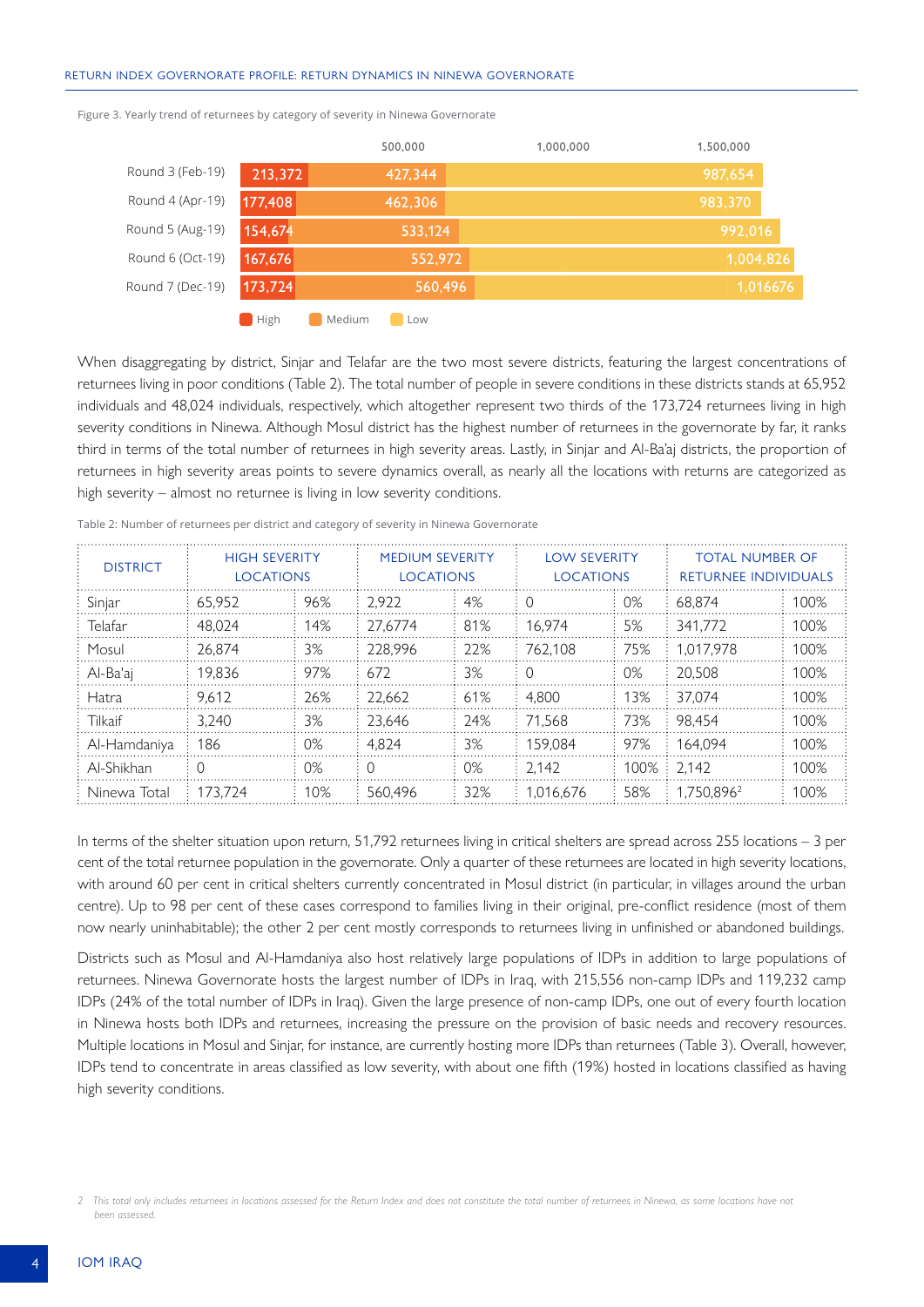Figure 3. Yearly trend of returnees by category of severity in Ninewa Governorate

| | High | Medium | Low |
|---|---|---|---|
| Round 3 (Feb-19) | 213,372 | 427,344 | 987,654 |
| Round 4 (Apr-19) | 177,408 | 462,306 | 983,370 |
| Round 5 (Aug-19) | 154,674 | 533,124 | 992,016 |
| Round 6 (Oct-19) | 167,676 | 552,972 | 1,004,826 |
| Round 7 (Dec-19) | 173,724 | 560,496 | 1,016676 |

When disaggregating by district, Sinjar and Telafar are the two most severe districts, featuring the largest concentrations of returnees living in poor conditions (Table 2). The total number of people in severe conditions in these districts stands at 65,952 individuals and 48,024 individuals, respectively, which altogether represent two thirds of the 173,724 returnees living in high severity conditions in Ninewa. Although Mosul district has the highest number of returnees in the governorate by far, it ranks third in terms of the total number of returnees in high severity areas. Lastly, in Sinjar and Al-Ba'aj districts, the proportion of returnees in high severity areas points to severe dynamics overall, as nearly all the locations with returns are categorized as high severity – almost no returnee is living in low severity conditions.

Table 2: Number of returnees per district and category of severity in Ninewa Governorate

| DISTRICT | HIGH SEVERITY LOCATIONS | | MEDIUM SEVERITY LOCATIONS | | LOW SEVERITY LOCATIONS | | TOTAL NUMBER OF RETURNEE INDIVIDUALS | |
|---|---|---|---|---|---|---|---|---|
| Sinjar | 65,952 | 96% | 2,922 | 4% | 0 | 0% | 68,874 | 100% |
| Telafar | 48,024 | 14% | 27,6774 | 81% | 16,974 | 5% | 341,772 | 100% |
| Mosul | 26,874 | 3% | 228,996 | 22% | 762,108 | 75% | 1,017,978 | 100% |
| Al-Ba'aj | 19,836 | 97% | 672 | 3% | 0 | 0% | 20,508 | 100% |
| Hatra | 9,612 | 26% | 22,662 | 61% | 4,800 | 13% | 37,074 | 100% |
| Tilkaif | 3,240 | 3% | 23,646 | 24% | 71,568 | 73% | 98,454 | 100% |
| Al-Hamdaniya | 186 | 0% | 4,824 | 3% | 159,084 | 97% | 164,094 | 100% |
| Al-Shikhan | 0 | 0% | 0 | 0% | 2,142 | 100% | 2,142 | 100% |
| Ninewa Total | 173,724 | 10% | 560,496 | 32% | 1,016,676 | 58% | 1,750,896[2] | 100% |

In terms of the shelter situation upon return, 51,792 returnees living in critical shelters are spread across 255 locations – 3 per cent of the total returnee population in the governorate. Only a quarter of these returnees are located in high severity locations, with around 60 per cent in critical shelters currently concentrated in Mosul district (in particular, in villages around the urban centre). Up to 98 per cent of these cases correspond to families living in their original, pre-conflict residence (most of them now nearly uninhabitable); the other 2 per cent mostly corresponds to returnees living in unfinished or abandoned buildings.

Districts such as Mosul and Al-Hamdaniya also host relatively large populations of IDPs in addition to large populations of returnees. Ninewa Governorate hosts the largest number of IDPs in Iraq, with 215,556 non-camp IDPs and 119,232 camp IDPs (24% of the total number of IDPs in Iraq). Given the large presence of non-camp IDPs, one out of every fourth location in Ninewa hosts both IDPs and returnees, increasing the pressure on the provision of basic needs and recovery resources. Multiple locations in Mosul and Sinjar, for instance, are currently hosting more IDPs than returnees (Table 3). Overall, however, IDPs tend to concentrate in areas classified as low severity, with about one fifth (19%) hosted in locations classified as having high severity conditions.

[2] *This total only includes returnees in locations assessed for the Return Index and does not constitute the total number of returnees in Ninewa, as some locations have not been assessed.*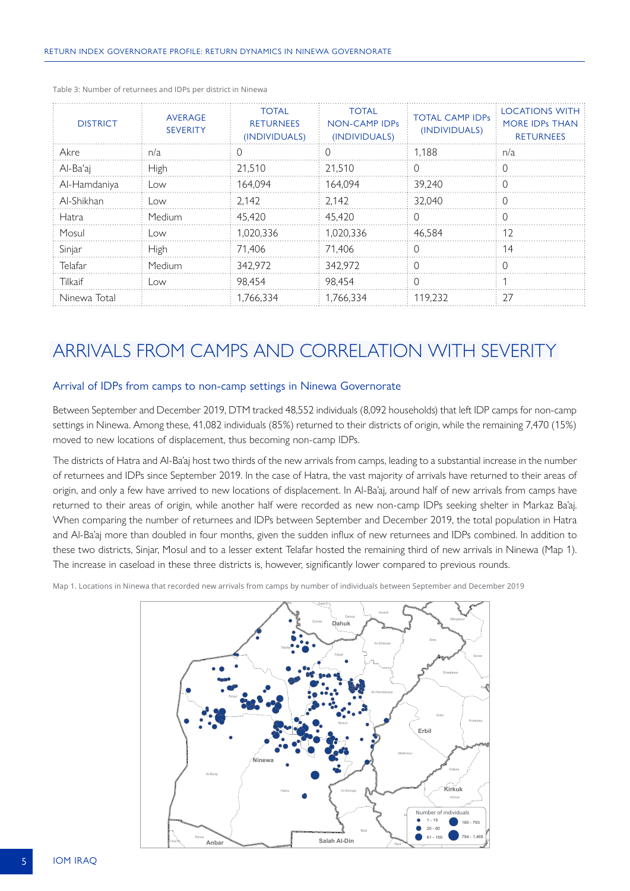Table 3: Number of returnees and IDPs per district in Ninewa

| DISTRICT | AVERAGE SEVERITY | TOTAL RETURNEES (INDIVIDUALS) | TOTAL NON-CAMP IDPs (INDIVIDUALS) | TOTAL CAMP IDPs (INDIVIDUALS) | LOCATIONS WITH MORE IDPs THAN RETURNEES |
|---|---|---|---|---|---|
| Akre | n/a | 0 | 0 | 1,188 | n/a |
| Al-Ba'aj | High | 21,510 | 21,510 | 0 | 0 |
| Al-Hamdaniya | Low | 164,094 | 164,094 | 39,240 | 0 |
| Al-Shikhan | Low | 2,142 | 2,142 | 32,040 | 0 |
| Hatra | Medium | 45,420 | 45,420 | 0 | 0 |
| Mosul | Low | 1,020,336 | 1,020,336 | 46,584 | 12 |
| Sinjar | High | 71,406 | 71,406 | 0 | 14 |
| Telafar | Medium | 342,972 | 342,972 | 0 | 0 |
| Tilkaif | Low | 98,454 | 98,454 | 0 | 1 |
| Ninewa Total | | 1,766,334 | 1,766,334 | 119,232 | 27 |

# ARRIVALS FROM CAMPS AND CORRELATION WITH SEVERITY

## Arrival of IDPs from camps to non-camp settings in Ninewa Governorate

Between September and December 2019, DTM tracked 48,552 individuals (8,092 households) that left IDP camps for non-camp settings in Ninewa. Among these, 41,082 individuals (85%) returned to their districts of origin, while the remaining 7,470 (15%) moved to new locations of displacement, thus becoming non-camp IDPs.

The districts of Hatra and Al-Ba'aj host two thirds of the new arrivals from camps, leading to a substantial increase in the number of returnees and IDPs since September 2019. In the case of Hatra, the vast majority of arrivals have returned to their areas of origin, and only a few have arrived to new locations of displacement. In Al-Ba'aj, around half of new arrivals from camps have returned to their areas of origin, while another half were recorded as new non-camp IDPs seeking shelter in Markaz Ba'aj. When comparing the number of returnees and IDPs between September and December 2019, the total population in Hatra and Al-Ba'aj more than doubled in four months, given the sudden influx of new returnees and IDPs combined. In addition to these two districts, Sinjar, Mosul and to a lesser extent Telafar hosted the remaining third of new arrivals in Ninewa (Map 1). The increase in caseload in these three districts is, however, significantly lower compared to previous rounds.

Map 1. Locations in Ninewa that recorded new arrivals from camps by number of individuals between September and December 2019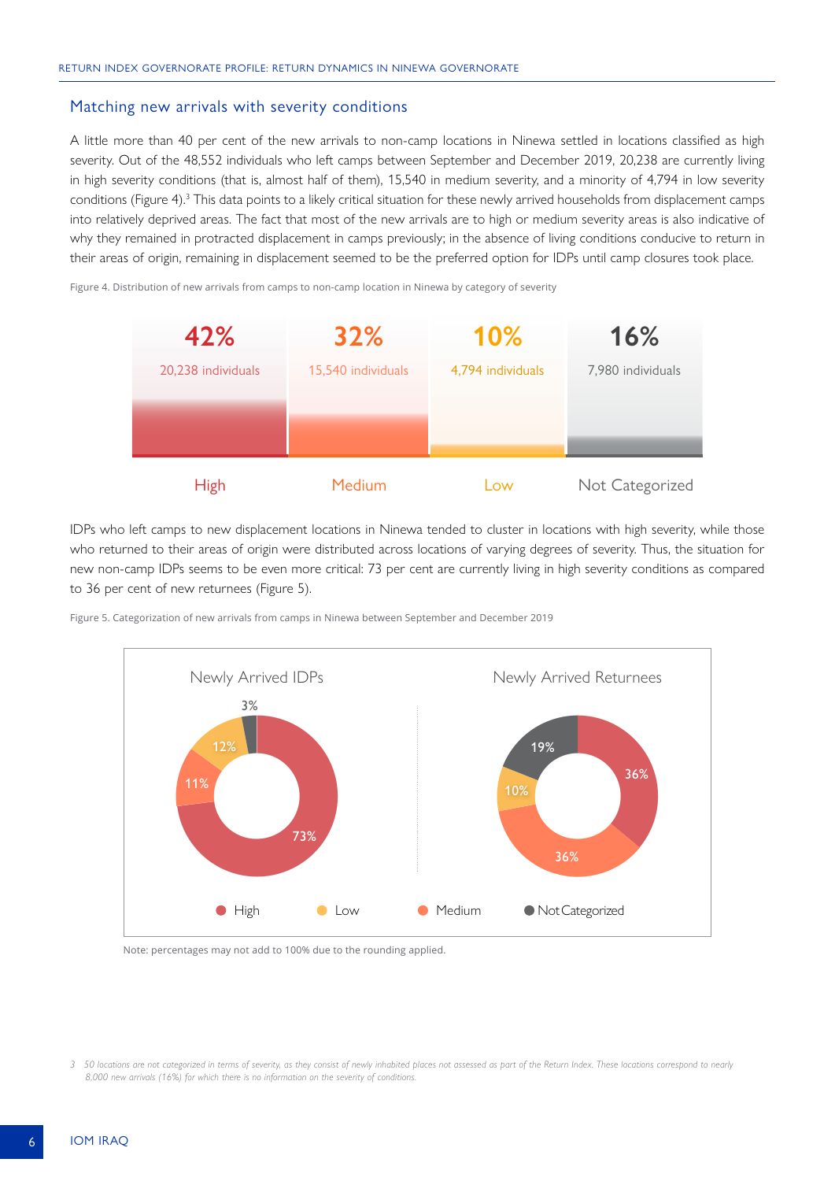## Matching new arrivals with severity conditions

A little more than 40 per cent of the new arrivals to non-camp locations in Ninewa settled in locations classified as high severity. Out of the 48,552 individuals who left camps between September and December 2019, 20,238 are currently living in high severity conditions (that is, almost half of them), 15,540 in medium severity, and a minority of 4,794 in low severity conditions (Figure 4).[3] This data points to a likely critical situation for these newly arrived households from displacement camps into relatively deprived areas. The fact that most of the new arrivals are to high or medium severity areas is also indicative of why they remained in protracted displacement in camps previously; in the absence of living conditions conducive to return in their areas of origin, remaining in displacement seemed to be the preferred option for IDPs until camp closures took place.

Figure 4. Distribution of new arrivals from camps to non-camp location in Ninewa by category of severity

| High | Medium | Low | Not Categorized |
|---|---|---|---|
| 42% | 32% | 10% | 16% |
| 20,238 individuals | 15,540 individuals | 4,794 individuals | 7,980 individuals |

IDPs who left camps to new displacement locations in Ninewa tended to cluster in locations with high severity, while those who returned to their areas of origin were distributed across locations of varying degrees of severity. Thus, the situation for new non-camp IDPs seems to be even more critical: 73 per cent are currently living in high severity conditions as compared to 36 per cent of new returnees (Figure 5).

Figure 5. Categorization of new arrivals from camps in Ninewa between September and December 2019

| | High | Medium | Low | Not Categorized |
|---|---|---|---|---|
| Newly Arrived IDPs | 73% | 11% | 12% | 3% |
| Newly Arrived Returnees | 36% | 36% | 10% | 19% |

Note: percentages may not add to 100% due to the rounding applied.

[3] 50 locations are not categorized in terms of severity, as they consist of newly inhabited places not assessed as part of the Return Index. These locations correspond to nearly 8,000 new arrivals (16%) for which there is no information on the severity of conditions.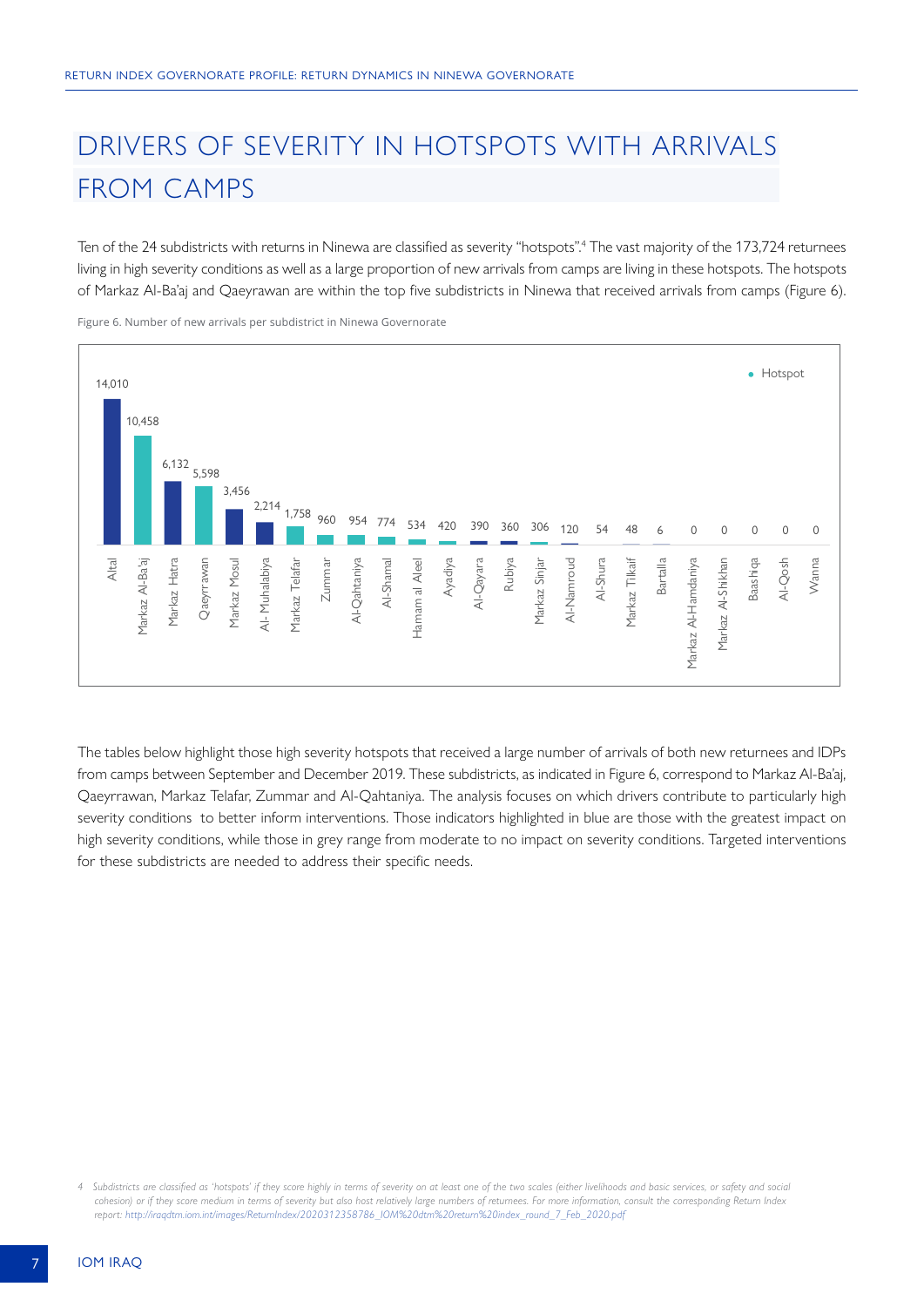# DRIVERS OF SEVERITY IN HOTSPOTS WITH ARRIVALS FROM CAMPS

Ten of the 24 subdistricts with returns in Ninewa are classified as severity "hotspots".[4] The vast majority of the 173,724 returnees living in high severity conditions as well as a large proportion of new arrivals from camps are living in these hotspots. The hotspots of Markaz Al-Ba'aj and Qaeyrawan are within the top five subdistricts in Ninewa that received arrivals from camps (Figure 6).

Figure 6. Number of new arrivals per subdistrict in Ninewa Governorate

| Subdistrict | New arrivals |
|---|---|
| Altal | 14,010 |
| Markaz Al-Ba'aj | 10,458 |
| Markaz Hatra | 6,132 |
| Qaeyrrawan | 5,598 |
| Markaz Mosul | 3,456 |
| Al- Muhalabiya | 2,214 |
| Markaz Telafar | 1,758 |
| Zummar | 960 |
| Al-Qahtaniya | 954 |
| Al-Shamal | 774 |
| Hamam al Aleel | 534 |
| Ayadiya | 420 |
| Al-Qayara | 390 |
| Rubiya | 360 |
| Markaz Sinjar | 306 |
| Al-Namroud | 120 |
| Al-Shura | 54 |
| Markaz Tilkaif | 48 |
| Bartalla | 6 |
| Markaz Al-Hamdaniya | 0 |
| Markaz Al-Shikhan | 0 |
| Baashiqa | 0 |
| Al-Qosh | 0 |
| Wanna | 0 |

• Hotspot

The tables below highlight those high severity hotspots that received a large number of arrivals of both new returnees and IDPs from camps between September and December 2019. These subdistricts, as indicated in Figure 6, correspond to Markaz Al-Ba'aj, Qaeyrrawan, Markaz Telafar, Zummar and Al-Qahtaniya. The analysis focuses on which drivers contribute to particularly high severity conditions to better inform interventions. Those indicators highlighted in blue are those with the greatest impact on high severity conditions, while those in grey range from moderate to no impact on severity conditions. Targeted interventions for these subdistricts are needed to address their specific needs.

[4] *Subdistricts are classified as 'hotspots' if they score highly in terms of severity on at least one of the two scales (either livelihoods and basic services, or safety and social cohesion) or if they score medium in terms of severity but also host relatively large numbers of returnees. For more information, consult the corresponding Return Index report: http://iraqdtm.iom.int/images/ReturnIndex/2020312358786_IOM%20dtm%20return%20index_round_7_Feb_2020.pdf*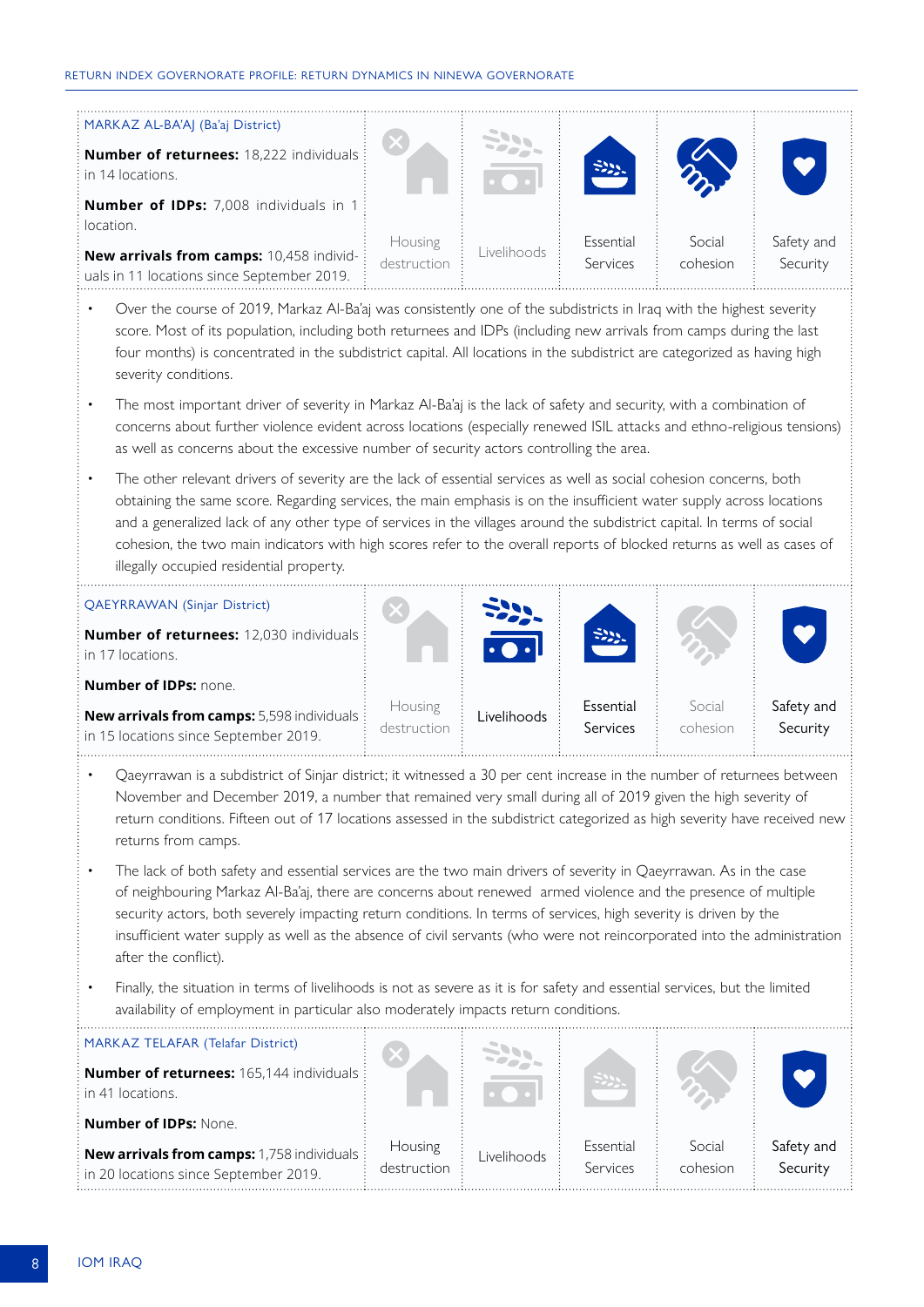### MARKAZ AL-BA'AJ (Ba'aj District)

**Number of returnees:** 18,222 individuals in 14 locations.

**Number of IDPs:** 7,008 individuals in 1 location.

**New arrivals from camps:** 10,458 individuals in 11 locations since September 2019.

Housing destruction | Livelihoods | Essential Services | Social cohesion | Safety and Security

- Over the course of 2019, Markaz Al-Ba'aj was consistently one of the subdistricts in Iraq with the highest severity score. Most of its population, including both returnees and IDPs (including new arrivals from camps during the last four months) is concentrated in the subdistrict capital. All locations in the subdistrict are categorized as having high severity conditions.
- The most important driver of severity in Markaz Al-Ba'aj is the lack of safety and security, with a combination of concerns about further violence evident across locations (especially renewed ISIL attacks and ethno-religious tensions) as well as concerns about the excessive number of security actors controlling the area.
- The other relevant drivers of severity are the lack of essential services as well as social cohesion concerns, both obtaining the same score. Regarding services, the main emphasis is on the insufficient water supply across locations and a generalized lack of any other type of services in the villages around the subdistrict capital. In terms of social cohesion, the two main indicators with high scores refer to the overall reports of blocked returns as well as cases of illegally occupied residential property.

### QAEYRRAWAN (Sinjar District)

**Number of returnees:** 12,030 individuals in 17 locations.

**Number of IDPs:** none.

**New arrivals from camps:** 5,598 individuals in 15 locations since September 2019.

Housing destruction | Livelihoods | Essential Services | Social cohesion | Safety and Security

- Qaeyrrawan is a subdistrict of Sinjar district; it witnessed a 30 per cent increase in the number of returnees between November and December 2019, a number that remained very small during all of 2019 given the high severity of return conditions. Fifteen out of 17 locations assessed in the subdistrict categorized as high severity have received new returns from camps.
- The lack of both safety and essential services are the two main drivers of severity in Qaeyrrawan. As in the case of neighbouring Markaz Al-Ba'aj, there are concerns about renewed armed violence and the presence of multiple security actors, both severely impacting return conditions. In terms of services, high severity is driven by the insufficient water supply as well as the absence of civil servants (who were not reincorporated into the administration after the conflict).
- Finally, the situation in terms of livelihoods is not as severe as it is for safety and essential services, but the limited availability of employment in particular also moderately impacts return conditions.

### MARKAZ TELAFAR (Telafar District)

**Number of returnees:** 165,144 individuals in 41 locations.

**Number of IDPs:** None.

**New arrivals from camps:** 1,758 individuals in 20 locations since September 2019.

Housing destruction | Livelihoods | Essential Services | Social cohesion | Safety and Security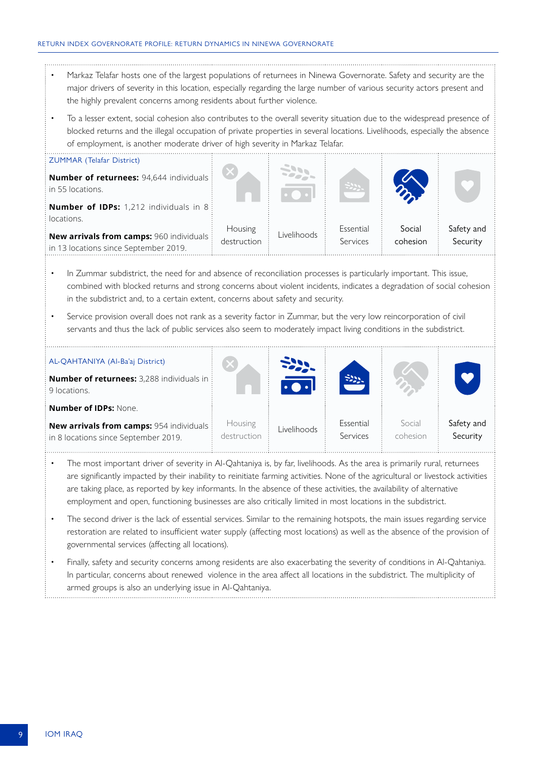- Markaz Telafar hosts one of the largest populations of returnees in Ninewa Governorate. Safety and security are the major drivers of severity in this location, especially regarding the large number of various security actors present and the highly prevalent concerns among residents about further violence.
- To a lesser extent, social cohesion also contributes to the overall severity situation due to the widespread presence of blocked returns and the illegal occupation of private properties in several locations. Livelihoods, especially the absence of employment, is another moderate driver of high severity in Markaz Telafar.

### ZUMMAR (Telafar District)

**Number of returnees:** 94,644 individuals in 55 locations.

**Number of IDPs:** 1,212 individuals in 8 locations.

**New arrivals from camps:** 960 individuals in 13 locations since September 2019.

Housing destruction | Livelihoods | Essential Services | Social cohesion | Safety and Security

- In Zummar subdistrict, the need for and absence of reconciliation processes is particularly important. This issue, combined with blocked returns and strong concerns about violent incidents, indicates a degradation of social cohesion in the subdistrict and, to a certain extent, concerns about safety and security.
- Service provision overall does not rank as a severity factor in Zummar, but the very low reincorporation of civil servants and thus the lack of public services also seem to moderately impact living conditions in the subdistrict.

### AL-QAHTANIYA (Al-Ba'aj District)

**Number of returnees:** 3,288 individuals in 9 locations.

**Number of IDPs:** None.

**New arrivals from camps:** 954 individuals in 8 locations since September 2019.

Housing destruction | Livelihoods | Essential Services | Social cohesion | Safety and Security

- The most important driver of severity in Al-Qahtaniya is, by far, livelihoods. As the area is primarily rural, returnees are significantly impacted by their inability to reinitiate farming activities. None of the agricultural or livestock activities are taking place, as reported by key informants. In the absence of these activities, the availability of alternative employment and open, functioning businesses are also critically limited in most locations in the subdistrict.
- The second driver is the lack of essential services. Similar to the remaining hotspots, the main issues regarding service restoration are related to insufficient water supply (affecting most locations) as well as the absence of the provision of governmental services (affecting all locations).
- Finally, safety and security concerns among residents are also exacerbating the severity of conditions in Al-Qahtaniya. In particular, concerns about renewed violence in the area affect all locations in the subdistrict. The multiplicity of armed groups is also an underlying issue in Al-Qahtaniya.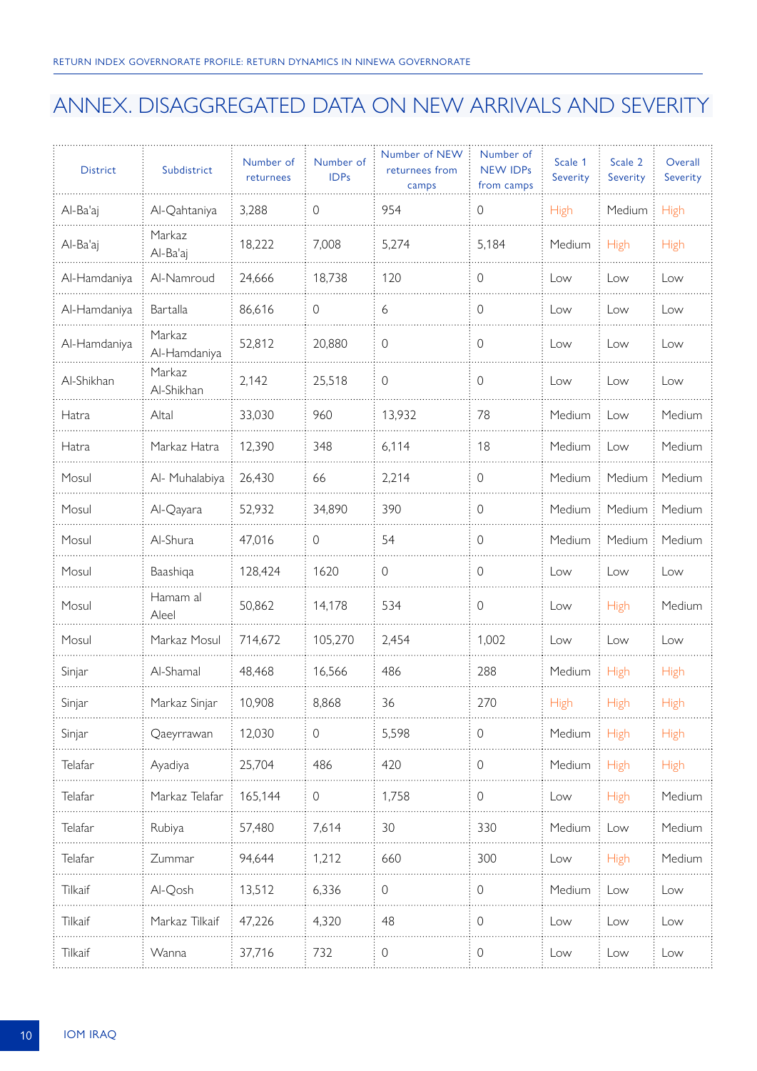# ANNEX. DISAGGREGATED DATA ON NEW ARRIVALS AND SEVERITY

| District | Subdistrict | Number of returnees | Number of IDPs | Number of NEW returnees from camps | Number of NEW IDPs from camps | Scale 1 Severity | Scale 2 Severity | Overall Severity |
|---|---|---|---|---|---|---|---|---|
| Al-Ba'aj | Al-Qahtaniya | 3,288 | 0 | 954 | 0 | High | Medium | High |
| Al-Ba'aj | Markaz Al-Ba'aj | 18,222 | 7,008 | 5,274 | 5,184 | Medium | High | High |
| Al-Hamdaniya | Al-Namroud | 24,666 | 18,738 | 120 | 0 | Low | Low | Low |
| Al-Hamdaniya | Bartalla | 86,616 | 0 | 6 | 0 | Low | Low | Low |
| Al-Hamdaniya | Markaz Al-Hamdaniya | 52,812 | 20,880 | 0 | 0 | Low | Low | Low |
| Al-Shikhan | Markaz Al-Shikhan | 2,142 | 25,518 | 0 | 0 | Low | Low | Low |
| Hatra | Altal | 33,030 | 960 | 13,932 | 78 | Medium | Low | Medium |
| Hatra | Markaz Hatra | 12,390 | 348 | 6,114 | 18 | Medium | Low | Medium |
| Mosul | Al- Muhalabiya | 26,430 | 66 | 2,214 | 0 | Medium | Medium | Medium |
| Mosul | Al-Qayara | 52,932 | 34,890 | 390 | 0 | Medium | Medium | Medium |
| Mosul | Al-Shura | 47,016 | 0 | 54 | 0 | Medium | Medium | Medium |
| Mosul | Baashiqa | 128,424 | 1620 | 0 | 0 | Low | Low | Low |
| Mosul | Hamam al Aleel | 50,862 | 14,178 | 534 | 0 | Low | High | Medium |
| Mosul | Markaz Mosul | 714,672 | 105,270 | 2,454 | 1,002 | Low | Low | Low |
| Sinjar | Al-Shamal | 48,468 | 16,566 | 486 | 288 | Medium | High | High |
| Sinjar | Markaz Sinjar | 10,908 | 8,868 | 36 | 270 | High | High | High |
| Sinjar | Qaeyrrawan | 12,030 | 0 | 5,598 | 0 | Medium | High | High |
| Telafar | Ayadiya | 25,704 | 486 | 420 | 0 | Medium | High | High |
| Telafar | Markaz Telafar | 165,144 | 0 | 1,758 | 0 | Low | High | Medium |
| Telafar | Rubiya | 57,480 | 7,614 | 30 | 330 | Medium | Low | Medium |
| Telafar | Zummar | 94,644 | 1,212 | 660 | 300 | Low | High | Medium |
| Tilkaif | Al-Qosh | 13,512 | 6,336 | 0 | 0 | Medium | Low | Low |
| Tilkaif | Markaz Tilkaif | 47,226 | 4,320 | 48 | 0 | Low | Low | Low |
| Tilkaif | Wanna | 37,716 | 732 | 0 | 0 | Low | Low | Low |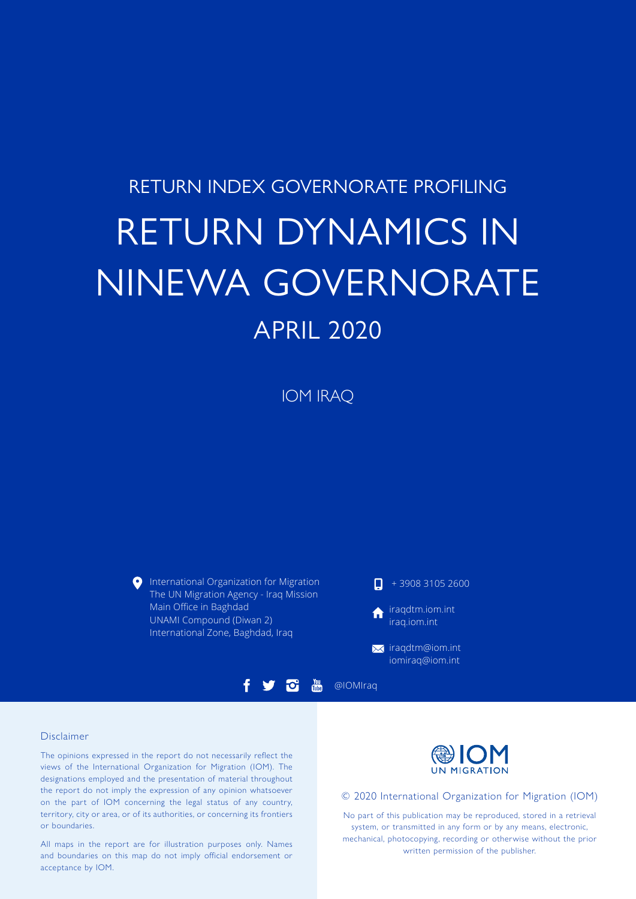RETURN INDEX GOVERNORATE PROFILING

# RETURN DYNAMICS IN NINEWA GOVERNORATE

## APRIL 2020

IOM IRAQ

International Organization for Migration
The UN Migration Agency - Iraq Mission
Main Office in Baghdad
UNAMI Compound (Diwan 2)
International Zone, Baghdad, Iraq

+ 3908 3105 2600

iraqdtm.iom.int
iraq.iom.int

iraqdtm@iom.int
iomiraq@iom.int

@IOMIraq

### Disclaimer

The opinions expressed in the report do not necessarily reflect the views of the International Organization for Migration (IOM). The designations employed and the presentation of material throughout the report do not imply the expression of any opinion whatsoever on the part of IOM concerning the legal status of any country, territory, city or area, or of its authorities, or concerning its frontiers or boundaries.

All maps in the report are for illustration purposes only. Names and boundaries on this map do not imply official endorsement or acceptance by IOM.

IOM UN MIGRATION

© 2020 International Organization for Migration (IOM)

No part of this publication may be reproduced, stored in a retrieval system, or transmitted in any form or by any means, electronic, mechanical, photocopying, recording or otherwise without the prior written permission of the publisher.